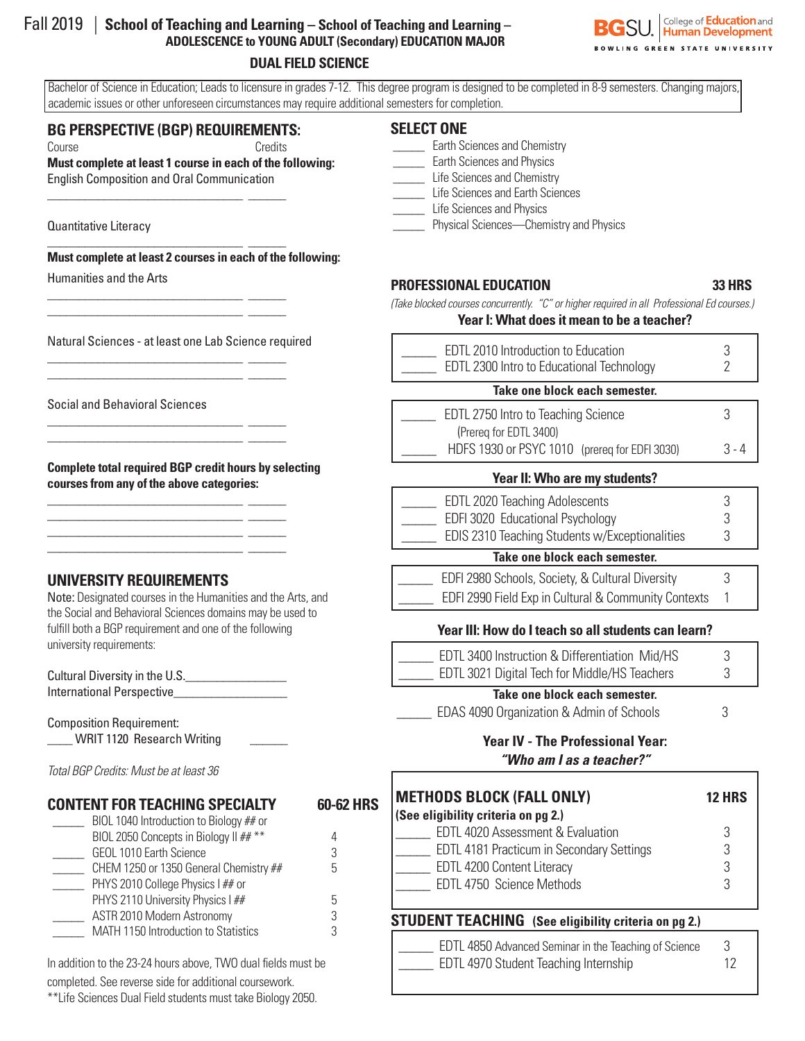Fall 2019 | **School of Teaching and Learning – School of Teaching and Learning – ADOLESCENCE to YOUNG ADULT (Secondary) EDUCATION MAJOR**

BGSU. College of Education and Human Development — BOWLING GREEN STATE UNIVERSITY

# DUAL FIELD SCIENCE

Bachelor of Science in Education; Leads to licensure in grades 7-12. This degree program is designed to be completed in 8-9 semesters. Changing majors, academic issues or other unforeseen circumstances may require additional semesters for completion.

## BG PERSPECTIVE (BGP) REQUIREMENTS:

Course — Credits

**Must complete at least 1 course in each of the following:**

English Composition and Oral Communication

_______________________________ ______

Quantitative Literacy

_______________________________ ______

**Must complete at least 2 courses in each of the following:**

Humanities and the Arts

_______________________________ ______
_______________________________ ______

Natural Sciences - at least one Lab Science required

_______________________________ ______
_______________________________ ______

Social and Behavioral Sciences

_______________________________ ______
_______________________________ ______

**Complete total required BGP credit hours by selecting courses from any of the above categories:**

_______________________________ ______
_______________________________ ______
_______________________________ ______
_______________________________ ______

## UNIVERSITY REQUIREMENTS

Note: Designated courses in the Humanities and the Arts, and the Social and Behavioral Sciences domains may be used to fulfill both a BGP requirement and one of the following university requirements:

Cultural Diversity in the U.S.________________

International Perspective_________________

Composition Requirement:

____ WRIT 1120 Research Writing ______

*Total BGP Credits: Must be at least 36*

## CONTENT FOR TEACHING SPECIALTY — 60-62 HRS

| | Course | Credits |
|---|---|---|
| _____ | BIOL 1040 Introduction to Biology ## or BIOL 2050 Concepts in Biology II ## ** | 4 |
| _____ | GEOL 1010 Earth Science | 3 |
| _____ | CHEM 1250 or 1350 General Chemistry ## | 5 |
| _____ | PHYS 2010 College Physics I ## or PHYS 2110 University Physics I ## | 5 |
| _____ | ASTR 2010 Modern Astronomy | 3 |
| _____ | MATH 1150 Introduction to Statistics | 3 |

In addition to the 23-24 hours above, TWO dual fields must be completed. See reverse side for additional coursework.

**Life Sciences Dual Field students must take Biology 2050.

## SELECT ONE

- _____ Earth Sciences and Chemistry
- _____ Earth Sciences and Physics
- _____ Life Sciences and Chemistry
- _____ Life Sciences and Earth Sciences
- _____ Life Sciences and Physics
- _____ Physical Sciences—Chemistry and Physics

## PROFESSIONAL EDUCATION — 33 HRS

*(Take blocked courses concurrently. "C" or higher required in all Professional Ed courses.)*

### Year I: What does it mean to be a teacher?

| | Course | Credits |
|---|---|---|
| _____ | EDTL 2010 Introduction to Education | 3 |
| _____ | EDTL 2300 Intro to Educational Technology | 2 |

**Take one block each semester.**

| | Course | Credits |
|---|---|---|
| _____ | EDTL 2750 Intro to Teaching Science (Prereq for EDTL 3400) | 3 |
| _____ | HDFS 1930 or PSYC 1010 (prereq for EDFI 3030) | 3 - 4 |

### Year II: Who are my students?

| | Course | Credits |
|---|---|---|
| _____ | EDTL 2020 Teaching Adolescents | 3 |
| _____ | EDFI 3020 Educational Psychology | 3 |
| _____ | EDIS 2310 Teaching Students w/Exceptionalities | 3 |

**Take one block each semester.**

| | Course | Credits |
|---|---|---|
| _____ | EDFI 2980 Schools, Society, & Cultural Diversity | 3 |
| _____ | EDFI 2990 Field Exp in Cultural & Community Contexts | 1 |

### Year III: How do I teach so all students can learn?

| | Course | Credits |
|---|---|---|
| _____ | EDTL 3400 Instruction & Differentiation Mid/HS | 3 |
| _____ | EDTL 3021 Digital Tech for Middle/HS Teachers | 3 |

**Take one block each semester.**

| | Course | Credits |
|---|---|---|
| _____ | EDAS 4090 Organization & Admin of Schools | 3 |

### Year IV - The Professional Year: *"Who am I as a teacher?"*

## METHODS BLOCK (FALL ONLY) — 12 HRS

**(See eligibility criteria on pg 2.)**

| | Course | Credits |
|---|---|---|
| _____ | EDTL 4020 Assessment & Evaluation | 3 |
| _____ | EDTL 4181 Practicum in Secondary Settings | 3 |
| _____ | EDTL 4200 Content Literacy | 3 |
| _____ | EDTL 4750 Science Methods | 3 |

## STUDENT TEACHING (See eligibility criteria on pg 2.)

| | Course | Credits |
|---|---|---|
| _____ | EDTL 4850 Advanced Seminar in the Teaching of Science | 3 |
| _____ | EDTL 4970 Student Teaching Internship | 12 |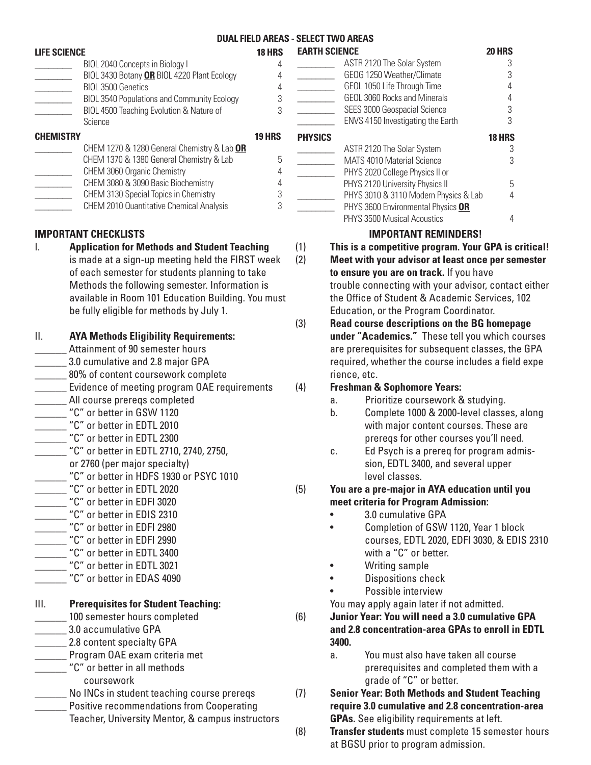## DUAL FIELD AREAS - SELECT TWO AREAS

### LIFE SCIENCE — 18 HRS

| | Course | Hours |
|---|---|---|
| ________ | BIOL 2040 Concepts in Biology I | 4 |
| ________ | BIOL 3430 Botany **OR** BIOL 4220 Plant Ecology | 4 |
| ________ | BIOL 3500 Genetics | 4 |
| ________ | BIOL 3540 Populations and Community Ecology | 3 |
| ________ | BIOL 4500 Teaching Evolution & Nature of Science | 3 |

### CHEMISTRY — 19 HRS

| | Course | Hours |
|---|---|---|
| ________ | CHEM 1270 & 1280 General Chemistry & Lab **OR** CHEM 1370 & 1380 General Chemistry & Lab | 5 |
| ________ | CHEM 3060 Organic Chemistry | 4 |
| ________ | CHEM 3080 & 3090 Basic Biochemistry | 4 |
| ________ | CHEM 3130 Special Topics in Chemistry | 3 |
| ________ | CHEM 2010 Quantitative Chemical Analysis | 3 |

### EARTH SCIENCE — 20 HRS

| | Course | Hours |
|---|---|---|
| ________ | ASTR 2120 The Solar System | 3 |
| ________ | GEOG 1250 Weather/Climate | 3 |
| ________ | GEOL 1050 Life Through Time | 4 |
| ________ | GEOL 3060 Rocks and Minerals | 4 |
| ________ | SEES 3000 Geospacial Science | 3 |
| ________ | ENVS 4150 Investigating the Earth | 3 |

### PHYSICS — 18 HRS

| | Course | Hours |
|---|---|---|
| ________ | ASTR 2120 The Solar System | 3 |
| ________ | MATS 4010 Material Science | 3 |
| ________ | PHYS 2020 College Physics II or PHYS 2120 University Physics II | 5 |
| ________ | PHYS 3010 & 3110 Modern Physics & Lab | 4 |
| ________ | PHYS 3600 Environmental Physics **OR** PHYS 3500 Musical Acoustics | 4 |

## IMPORTANT CHECKLISTS

**I. Application for Methods and Student Teaching** is made at a sign-up meeting held the FIRST week of each semester for students planning to take Methods the following semester. Information is available in Room 101 Education Building. You must be fully eligible for methods by July 1.

**II. AYA Methods Eligibility Requirements:**

- ______ Attainment of 90 semester hours
- ______ 3.0 cumulative and 2.8 major GPA
- ______ 80% of content coursework complete
- ______ Evidence of meeting program OAE requirements
- ______ All course prereqs completed
- ______ "C" or better in GSW 1120
- ______ "C" or better in EDTL 2010
- ______ "C" or better in EDTL 2300
- ______ "C" or better in EDTL 2710, 2740, 2750, or 2760 (per major specialty)
- ______ "C" or better in HDFS 1930 or PSYC 1010
- ______ "C" or better in EDTL 2020
- ______ "C" or better in EDFI 3020
- ______ "C" or better in EDIS 2310
- ______ "C" or better in EDFI 2980
- ______ "C" or better in EDFI 2990
- ______ "C" or better in EDTL 3400
- ______ "C" or better in EDTL 3021
- ______ "C" or better in EDAS 4090

**III. Prerequisites for Student Teaching:**

- ______ 100 semester hours completed
- ______ 3.0 accumulative GPA
- ______ 2.8 content specialty GPA
- ______ Program OAE exam criteria met
- ______ "C" or better in all methods coursework
- ______ No INCs in student teaching course prereqs
- ______ Positive recommendations from Cooperating Teacher, University Mentor, & campus instructors

## IMPORTANT REMINDERS!

1. **This is a competitive program. Your GPA is critical!**
2. **Meet with your advisor at least once per semester to ensure you are on track.** If you have trouble connecting with your advisor, contact either the Office of Student & Academic Services, 102 Education, or the Program Coordinator.
3. **Read course descriptions on the BG homepage under "Academics."** These tell you which courses are prerequisites for subsequent classes, the GPA required, whether the course includes a field experience, etc.
4. **Freshman & Sophomore Years:**
   a. Prioritize coursework & studying.
   b. Complete 1000 & 2000-level classes, along with major content courses. These are prereqs for other courses you'll need.
   c. Ed Psych is a prereq for program admission, EDTL 3400, and several upper level classes.
5. **You are a pre-major in AYA education until you meet criteria for Program Admission:**
   - 3.0 cumulative GPA
   - Completion of GSW 1120, Year 1 block courses, EDTL 2020, EDFI 3030, & EDIS 2310 with a "C" or better.
   - Writing sample
   - Dispositions check
   - Possible interview

   You may apply again later if not admitted.
6. **Junior Year: You will need a 3.0 cumulative GPA and 2.8 concentration-area GPAs to enroll in EDTL 3400.**
   a. You must also have taken all course prerequisites and completed them with a grade of "C" or better.
7. **Senior Year: Both Methods and Student Teaching require 3.0 cumulative and 2.8 concentration-area GPAs.** See eligibility requirements at left.
8. **Transfer students** must complete 15 semester hours at BGSU prior to program admission.